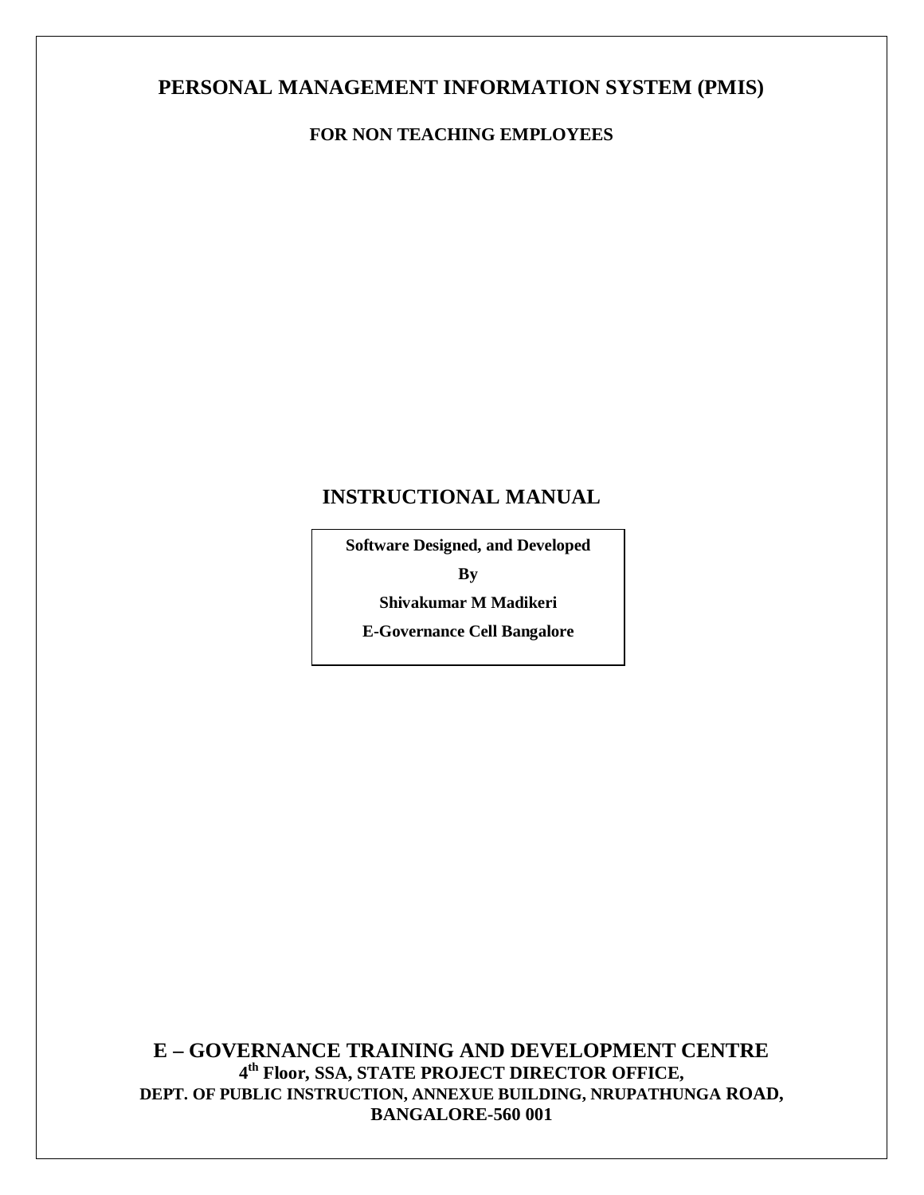# PERSONAL MANAGEMENT INFORMATION SYSTEM (PMIS)

**FOR NON TEACHING EMPLOYEES**

## INSTRUCTIONAL MANUAL

**Software Designed, and Developed**

**By**

**Shivakumar M Madikeri**

**E-Governance Cell Bangalore**

**E – GOVERNANCE TRAINING AND DEVELOPMENT CENTRE**
**4th Floor, SSA, STATE PROJECT DIRECTOR OFFICE,**
**DEPT. OF PUBLIC INSTRUCTION, ANNEXUE BUILDING, NRUPATHUNGA ROAD,**
**BANGALORE-560 001**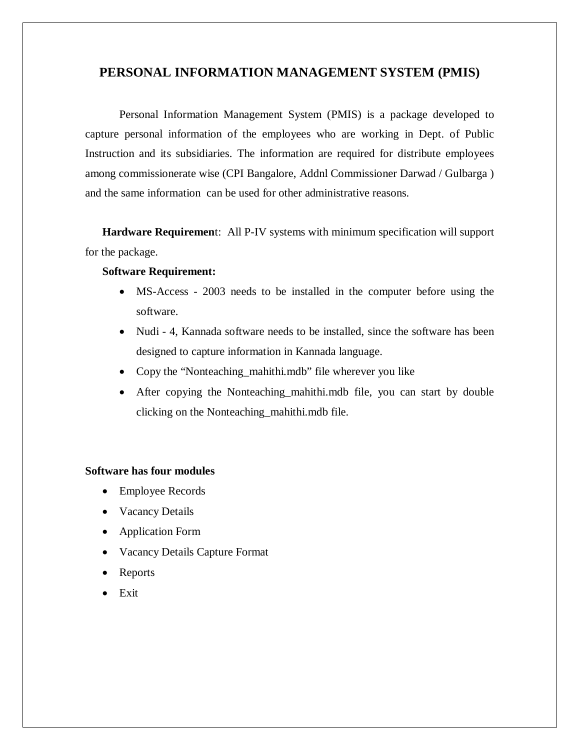# PERSONAL INFORMATION MANAGEMENT SYSTEM (PMIS)

Personal Information Management System (PMIS) is a package developed to capture personal information of the employees who are working in Dept. of Public Instruction and its subsidiaries. The information are required for distribute employees among commissionerate wise (CPI Bangalore, Addnl Commissioner Darwad / Gulbarga ) and the same information can be used for other administrative reasons.

**Hardware Requiremen**t: All P-IV systems with minimum specification will support for the package.

**Software Requirement:**

- MS-Access - 2003 needs to be installed in the computer before using the software.
- Nudi - 4, Kannada software needs to be installed, since the software has been designed to capture information in Kannada language.
- Copy the "Nonteaching_mahithi.mdb" file wherever you like
- After copying the Nonteaching_mahithi.mdb file, you can start by double clicking on the Nonteaching_mahithi.mdb file.

**Software has four modules**

- Employee Records
- Vacancy Details
- Application Form
- Vacancy Details Capture Format
- Reports
- Exit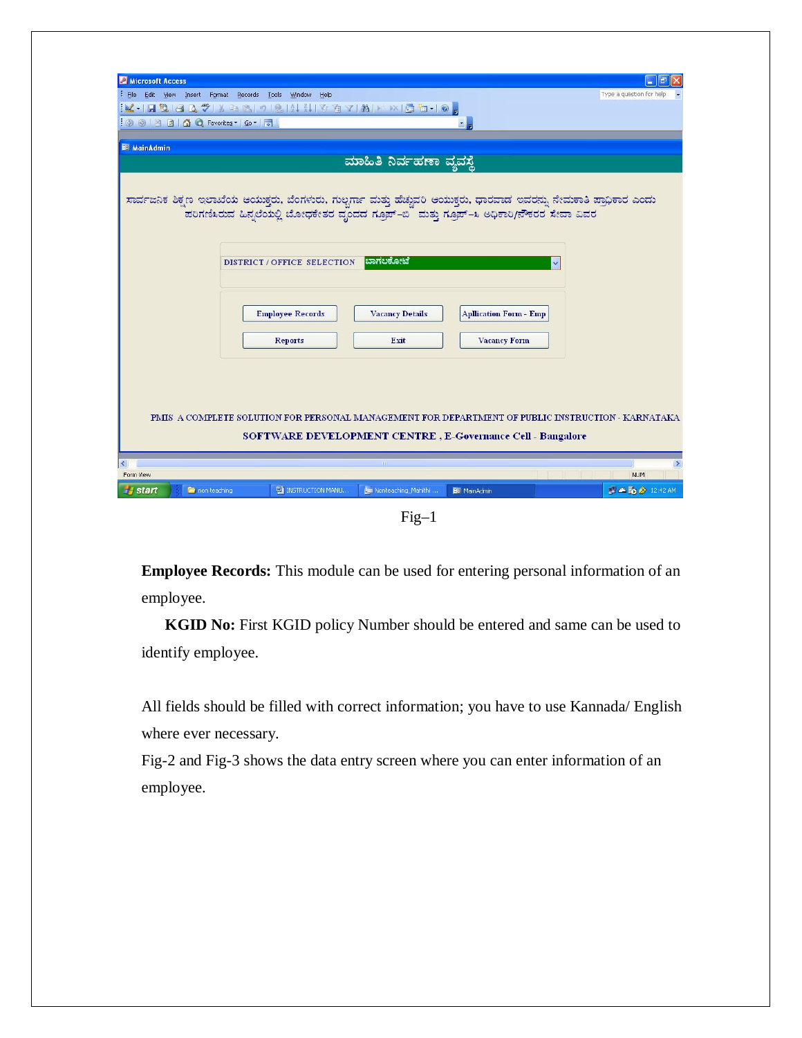Fig–1

**Employee Records:** This module can be used for entering personal information of an employee.

**KGID No:** First KGID policy Number should be entered and same can be used to identify employee.

All fields should be filled with correct information; you have to use Kannada/ English where ever necessary.

Fig-2 and Fig-3 shows the data entry screen where you can enter information of an employee.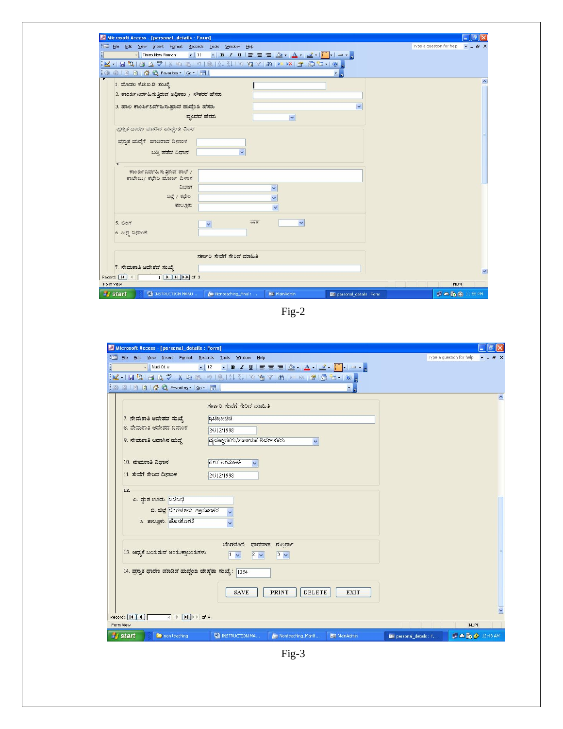Fig-2

Fig-3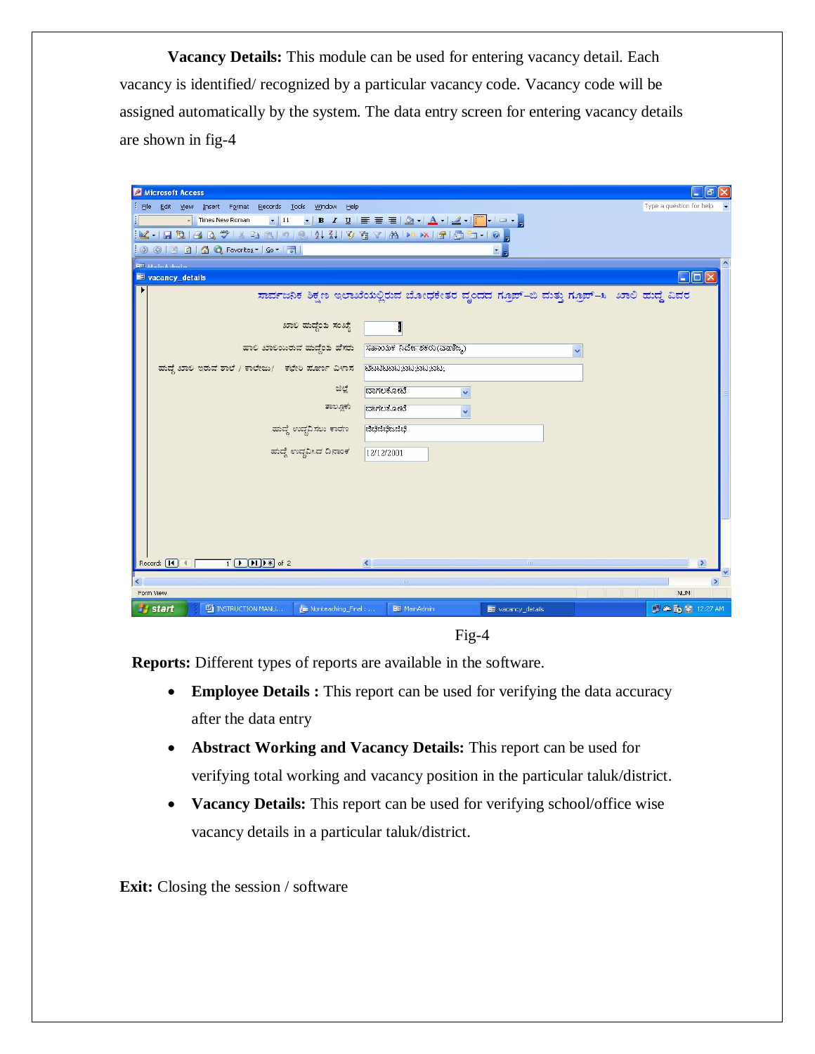**Vacancy Details:** This module can be used for entering vacancy detail. Each vacancy is identified/ recognized by a particular vacancy code. Vacancy code will be assigned automatically by the system. The data entry screen for entering vacancy details are shown in fig-4

Fig-4

**Reports:** Different types of reports are available in the software.

- **Employee Details :** This report can be used for verifying the data accuracy after the data entry
- **Abstract Working and Vacancy Details:** This report can be used for verifying total working and vacancy position in the particular taluk/district.
- **Vacancy Details:** This report can be used for verifying school/office wise vacancy details in a particular taluk/district.

**Exit:** Closing the session / software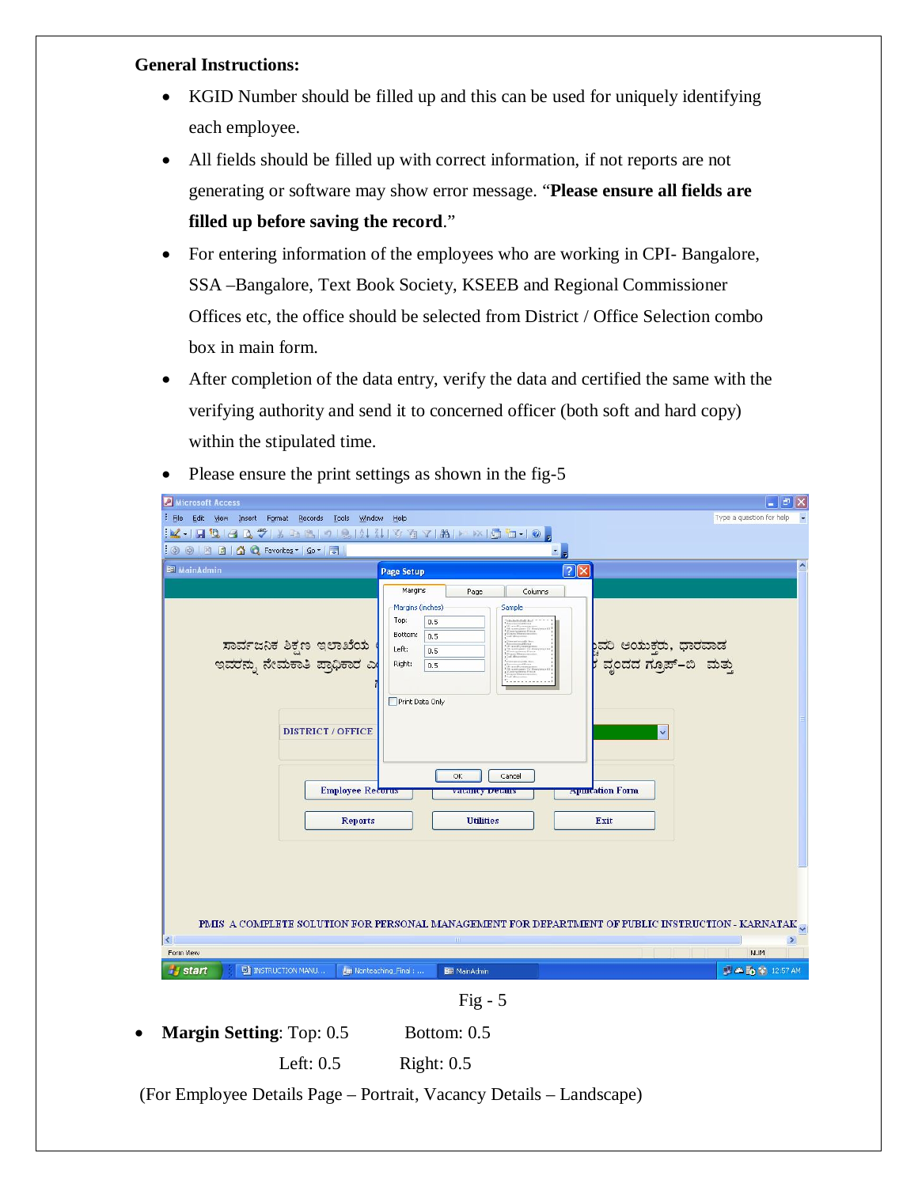**General Instructions:**

- KGID Number should be filled up and this can be used for uniquely identifying each employee.
- All fields should be filled up with correct information, if not reports are not generating or software may show error message. "**Please ensure all fields are filled up before saving the record**."
- For entering information of the employees who are working in CPI- Bangalore, SSA –Bangalore, Text Book Society, KSEEB and Regional Commissioner Offices etc, the office should be selected from District / Office Selection combo box in main form.
- After completion of the data entry, verify the data and certified the same with the verifying authority and send it to concerned officer (both soft and hard copy) within the stipulated time.
- Please ensure the print settings as shown in the fig-5

Fig - 5

- **Margin Setting**: Top: 0.5 Bottom: 0.5
  Left: 0.5 Right: 0.5

(For Employee Details Page – Portrait, Vacancy Details – Landscape)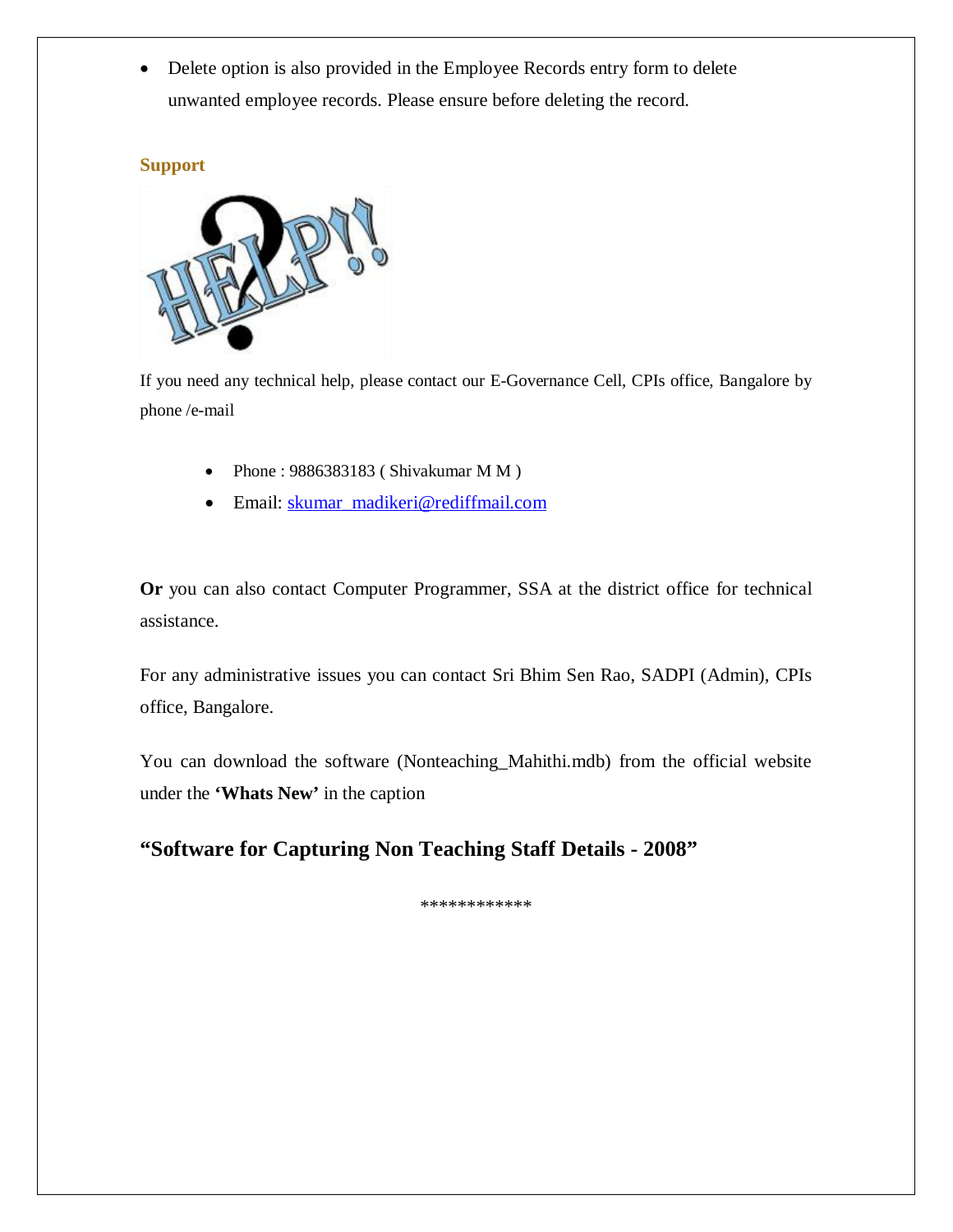- Delete option is also provided in the Employee Records entry form to delete unwanted employee records. Please ensure before deleting the record.

### Support

If you need any technical help, please contact our E-Governance Cell, CPIs office, Bangalore by phone /e-mail

- Phone : 9886383183 ( Shivakumar M M )
- Email: skumar_madikeri@rediffmail.com

**Or** you can also contact Computer Programmer, SSA at the district office for technical assistance.

For any administrative issues you can contact Sri Bhim Sen Rao, SADPI (Admin), CPIs office, Bangalore.

You can download the software (Nonteaching_Mahithi.mdb) from the official website under the **'Whats New'** in the caption

## "Software for Capturing Non Teaching Staff Details - 2008"

************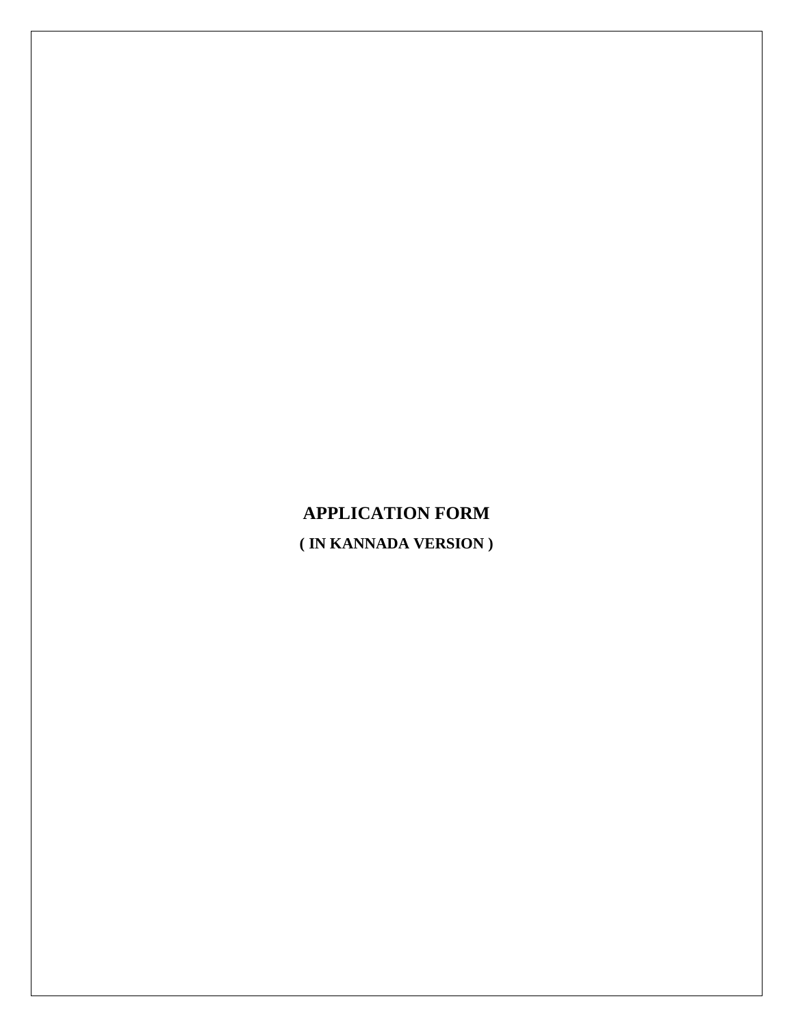# APPLICATION FORM

**( IN KANNADA VERSION )**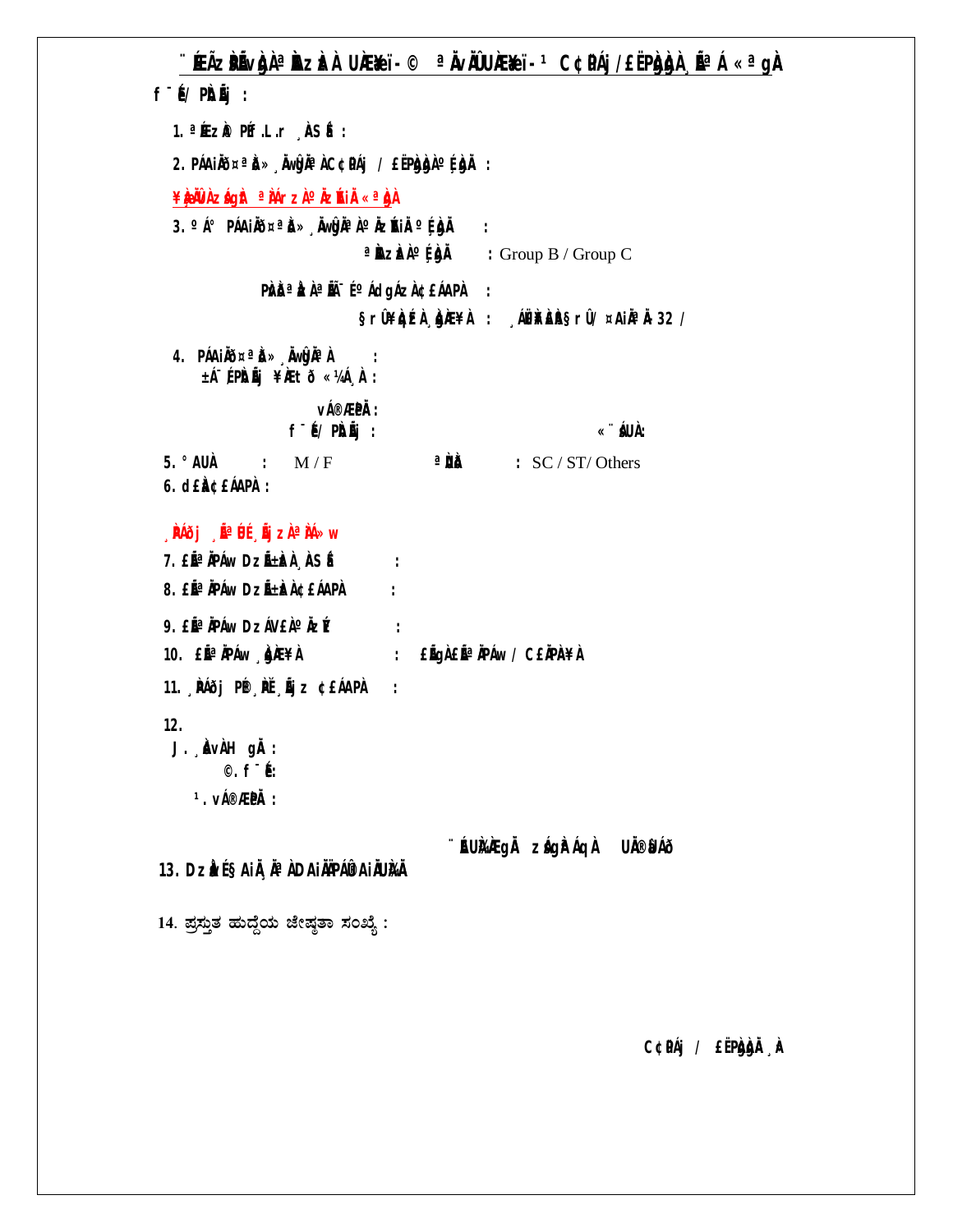**¨ÉÃzÀÀÉvÀgÀ ªÀÈAzÀzÀ UÀÆ¥ï-© ªÀÄvÀÄÛ UÀÆ¥ï-¹ C¢üPÁj /£ËPÀgÀgÀ ¸ÉÃªÁ «ªÀgÀ**

**f¯É/ PÀbÉÃj :**

1. **ªÉÄzÀ® PÉ.f.L.r ¸ÀSÉå :**
2. **PÁAiÀÄð¤ªÀð»¸ÀÄwÛgÀÄªÀ C¢üPÁj / £ËPÀgÀgÀ ºÉ¸ÀgÀÄ :**

**¥ÀæÃÜAzÀgÀ ªÀÄÁrzÀ ºÀÄzÉÝAiÀÄ «ªÀgÀ**

3. **ºÁ° PÁAiÀÄð¤ªÀð»¸ÀÄwÛgÀÄªÀ ºÀÄzÉÝAiÀÄ ºÉ¸ÀgÀÄ :**
   **ªÀÈAzÀzÀ ºÉ¸ÀgÀÄ : Group B / Group C**

   **PÀÀÉªÀÄzÀ ªÀÄÁ¯É ºÁdgÁzÀ ¢£ÁAPÀ :**

   **§rÛ¥ÀqÉzÀ ¸ÀÄÜ¼À¥À : ¸ÁªÀiÁ£Àå §rÛ/ ¤AiÀÄªÀÄ-32 /**

4. **PÁAiÀÄð¤ªÀð»¸ÀÄwÛgÀÄªÀ :**
   **±Á¯É/PÀbÉÃj ¥ÀÆtð «¼Á¸À :**

   **vÁ®ÆPÀÄ :**
   **f¯É/ PÀbÉÃj : «¨sÁUÀ:**

5. **°AUÀ : M / F ªÀUÀð : SC / ST/ Others**
6. **d£Àä ¢£ÁAPÀ :**

**¸ÀPÁðj ¸ÉÃªÉUÉ ¸ÉÃjzÀ ªÀiÁ»w**

7. **£ÉÃªÀÄPÁw DzÉÃ±ÀzÀ ¸ÀASÉå :**
8. **£ÉÃªÀÄPÁw DzÉÃ±ÀzÀ ¢£ÁAPÀ :**
9. **£ÉÃªÀÄPÁw DzÁV£À ºÀÄzÉÝ :**
10. **£ÉÃªÀÄPÁw ¸ÀégÀÆ¥À : £ÉÃgÀ£ÉÃªÀÄPÁw / C£ÀÄPÀA¥À**
11. **¸ÀPÁðj PÉ®¸ÀPÉÌ ¸ÉÃjzÀ ¢£ÁAPÀ :**

12.
**J. ¸ÀvÀÌH gÀ :**
**©. f¯É:**
**¹. vÁ®ÆPÀÄ :**

**¨ÉÆÃzsÀPÉÃvÀgÀ zÁR¯ÁwUÀ¼À UÀ®Äð**

13. **DzÀåvÉ§AiÀÄ¸ÀÄªÀ DAiÀÄPÁÝAiÀÄÆ¼ÀÄ**

14. ಪ್ರಸ್ತುತ ಹುದ್ದೆಯ ಜೇಷ್ಠತಾ ಸಂಖ್ಯೆ :

**C¢üPÁj / £ËPÀgÀgÀ ¸À**